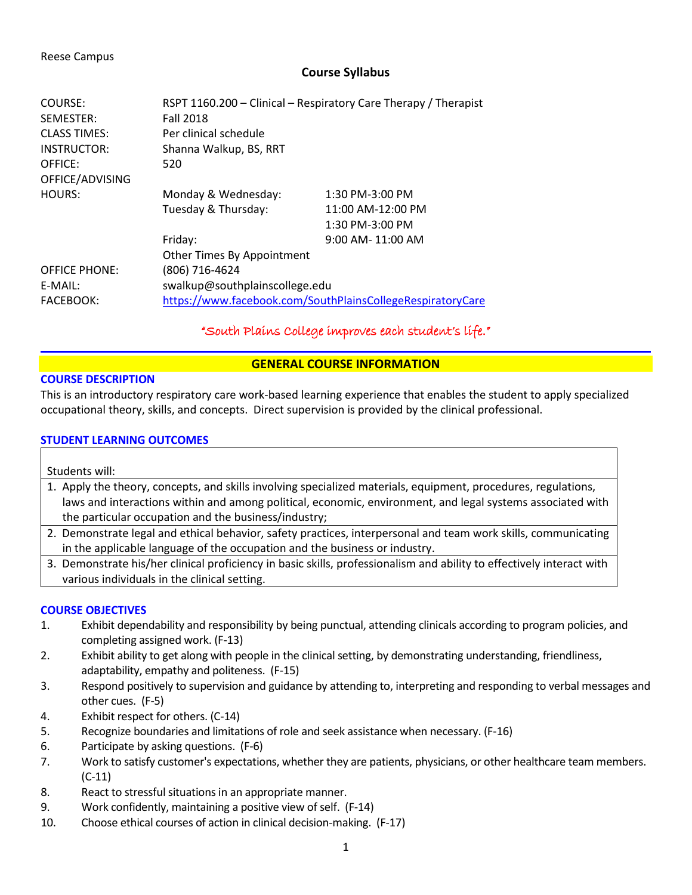Reese Campus

# Course Syllabus

| | | |
|---|---|---|
| COURSE: | RSPT 1160.200 – Clinical – Respiratory Care Therapy / Therapist | |
| SEMESTER: | Fall 2018 | |
| CLASS TIMES: | Per clinical schedule | |
| INSTRUCTOR: | Shanna Walkup, BS, RRT | |
| OFFICE: | 520 | |
| OFFICE/ADVISING HOURS: | Monday & Wednesday: | 1:30 PM-3:00 PM |
| | Tuesday & Thursday: | 11:00 AM-12:00 PM |
| | | 1:30 PM-3:00 PM |
| | Friday: | 9:00 AM- 11:00 AM |
| | Other Times By Appointment | |
| OFFICE PHONE: | (806) 716-4624 | |
| E-MAIL: | swalkup@southplainscollege.edu | |
| FACEBOOK: | https://www.facebook.com/SouthPlainsCollegeRespiratoryCare | |

*"South Plains College improves each student's life."*

## GENERAL COURSE INFORMATION

### COURSE DESCRIPTION

This is an introductory respiratory care work-based learning experience that enables the student to apply specialized occupational theory, skills, and concepts. Direct supervision is provided by the clinical professional.

### STUDENT LEARNING OUTCOMES

Students will:

1. Apply the theory, concepts, and skills involving specialized materials, equipment, procedures, regulations, laws and interactions within and among political, economic, environment, and legal systems associated with the particular occupation and the business/industry;
2. Demonstrate legal and ethical behavior, safety practices, interpersonal and team work skills, communicating in the applicable language of the occupation and the business or industry.
3. Demonstrate his/her clinical proficiency in basic skills, professionalism and ability to effectively interact with various individuals in the clinical setting.

### COURSE OBJECTIVES

1. Exhibit dependability and responsibility by being punctual, attending clinicals according to program policies, and completing assigned work. (F-13)
2. Exhibit ability to get along with people in the clinical setting, by demonstrating understanding, friendliness, adaptability, empathy and politeness. (F-15)
3. Respond positively to supervision and guidance by attending to, interpreting and responding to verbal messages and other cues. (F-5)
4. Exhibit respect for others. (C-14)
5. Recognize boundaries and limitations of role and seek assistance when necessary. (F-16)
6. Participate by asking questions. (F-6)
7. Work to satisfy customer's expectations, whether they are patients, physicians, or other healthcare team members. (C-11)
8. React to stressful situations in an appropriate manner.
9. Work confidently, maintaining a positive view of self. (F-14)
10. Choose ethical courses of action in clinical decision-making. (F-17)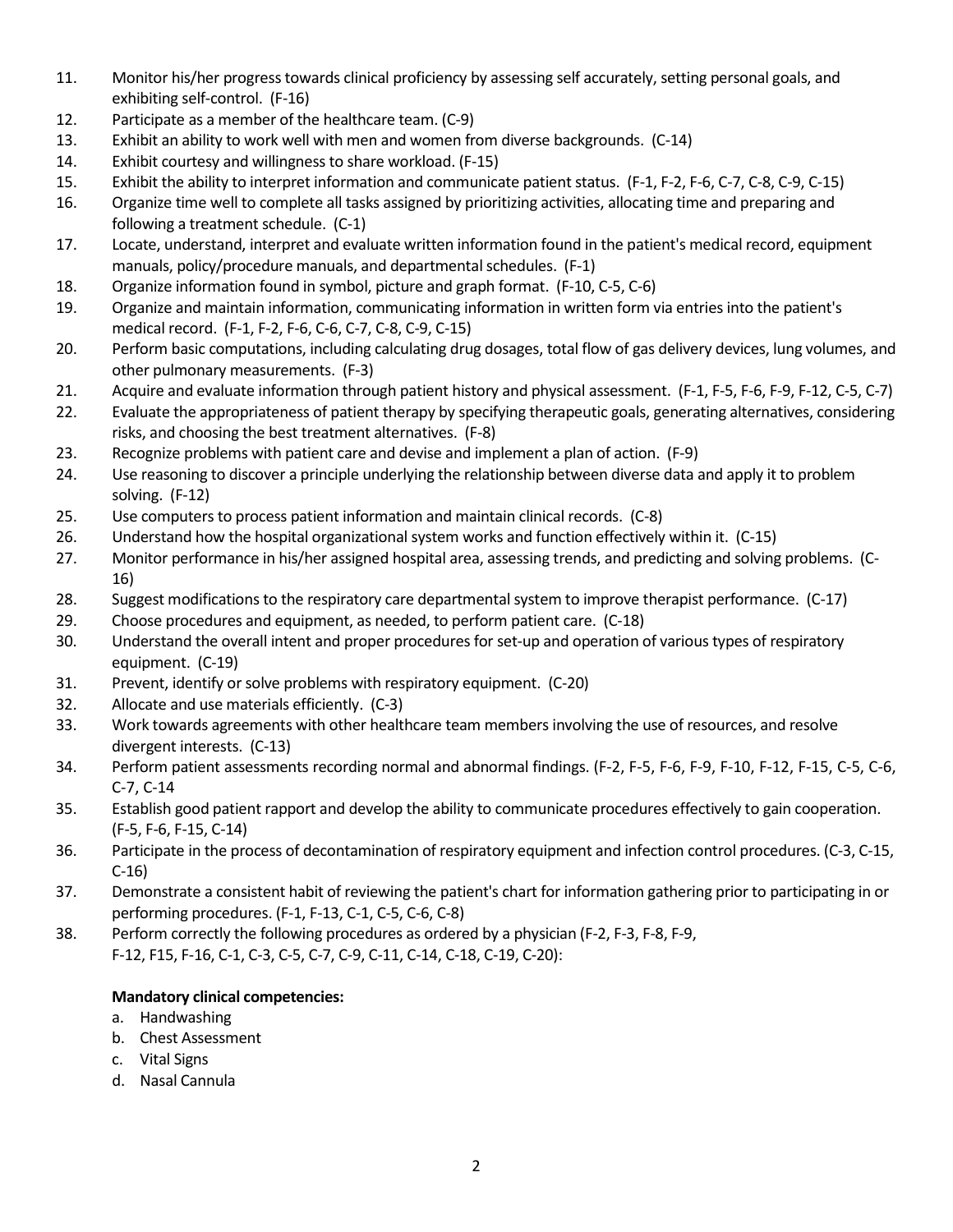11. Monitor his/her progress towards clinical proficiency by assessing self accurately, setting personal goals, and exhibiting self-control. (F-16)
12. Participate as a member of the healthcare team. (C-9)
13. Exhibit an ability to work well with men and women from diverse backgrounds. (C-14)
14. Exhibit courtesy and willingness to share workload. (F-15)
15. Exhibit the ability to interpret information and communicate patient status. (F-1, F-2, F-6, C-7, C-8, C-9, C-15)
16. Organize time well to complete all tasks assigned by prioritizing activities, allocating time and preparing and following a treatment schedule. (C-1)
17. Locate, understand, interpret and evaluate written information found in the patient's medical record, equipment manuals, policy/procedure manuals, and departmental schedules. (F-1)
18. Organize information found in symbol, picture and graph format. (F-10, C-5, C-6)
19. Organize and maintain information, communicating information in written form via entries into the patient's medical record. (F-1, F-2, F-6, C-6, C-7, C-8, C-9, C-15)
20. Perform basic computations, including calculating drug dosages, total flow of gas delivery devices, lung volumes, and other pulmonary measurements. (F-3)
21. Acquire and evaluate information through patient history and physical assessment. (F-1, F-5, F-6, F-9, F-12, C-5, C-7)
22. Evaluate the appropriateness of patient therapy by specifying therapeutic goals, generating alternatives, considering risks, and choosing the best treatment alternatives. (F-8)
23. Recognize problems with patient care and devise and implement a plan of action. (F-9)
24. Use reasoning to discover a principle underlying the relationship between diverse data and apply it to problem solving. (F-12)
25. Use computers to process patient information and maintain clinical records. (C-8)
26. Understand how the hospital organizational system works and function effectively within it. (C-15)
27. Monitor performance in his/her assigned hospital area, assessing trends, and predicting and solving problems. (C-16)
28. Suggest modifications to the respiratory care departmental system to improve therapist performance. (C-17)
29. Choose procedures and equipment, as needed, to perform patient care. (C-18)
30. Understand the overall intent and proper procedures for set-up and operation of various types of respiratory equipment. (C-19)
31. Prevent, identify or solve problems with respiratory equipment. (C-20)
32. Allocate and use materials efficiently. (C-3)
33. Work towards agreements with other healthcare team members involving the use of resources, and resolve divergent interests. (C-13)
34. Perform patient assessments recording normal and abnormal findings. (F-2, F-5, F-6, F-9, F-10, F-12, F-15, C-5, C-6, C-7, C-14
35. Establish good patient rapport and develop the ability to communicate procedures effectively to gain cooperation. (F-5, F-6, F-15, C-14)
36. Participate in the process of decontamination of respiratory equipment and infection control procedures. (C-3, C-15, C-16)
37. Demonstrate a consistent habit of reviewing the patient's chart for information gathering prior to participating in or performing procedures. (F-1, F-13, C-1, C-5, C-6, C-8)
38. Perform correctly the following procedures as ordered by a physician (F-2, F-3, F-8, F-9, F-12, F15, F-16, C-1, C-3, C-5, C-7, C-9, C-11, C-14, C-18, C-19, C-20):

    **Mandatory clinical competencies:**

    a. Handwashing
    b. Chest Assessment
    c. Vital Signs
    d. Nasal Cannula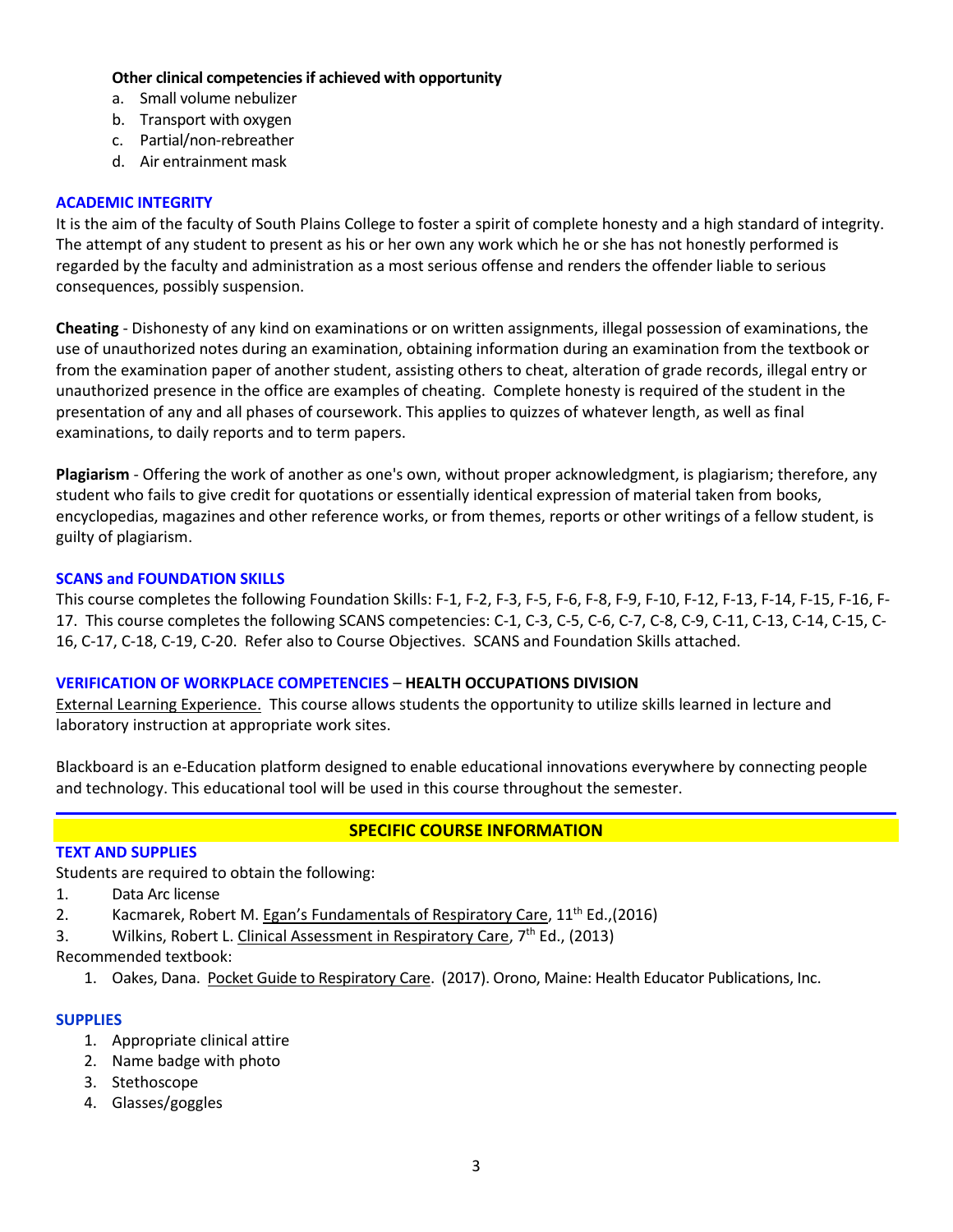**Other clinical competencies if achieved with opportunity**

a. Small volume nebulizer
b. Transport with oxygen
c. Partial/non-rebreather
d. Air entrainment mask

## ACADEMIC INTEGRITY

It is the aim of the faculty of South Plains College to foster a spirit of complete honesty and a high standard of integrity. The attempt of any student to present as his or her own any work which he or she has not honestly performed is regarded by the faculty and administration as a most serious offense and renders the offender liable to serious consequences, possibly suspension.

**Cheating** - Dishonesty of any kind on examinations or on written assignments, illegal possession of examinations, the use of unauthorized notes during an examination, obtaining information during an examination from the textbook or from the examination paper of another student, assisting others to cheat, alteration of grade records, illegal entry or unauthorized presence in the office are examples of cheating. Complete honesty is required of the student in the presentation of any and all phases of coursework. This applies to quizzes of whatever length, as well as final examinations, to daily reports and to term papers.

**Plagiarism** - Offering the work of another as one's own, without proper acknowledgment, is plagiarism; therefore, any student who fails to give credit for quotations or essentially identical expression of material taken from books, encyclopedias, magazines and other reference works, or from themes, reports or other writings of a fellow student, is guilty of plagiarism.

## SCANS and FOUNDATION SKILLS

This course completes the following Foundation Skills: F-1, F-2, F-3, F-5, F-6, F-8, F-9, F-10, F-12, F-13, F-14, F-15, F-16, F-17. This course completes the following SCANS competencies: C-1, C-3, C-5, C-6, C-7, C-8, C-9, C-11, C-13, C-14, C-15, C-16, C-17, C-18, C-19, C-20. Refer also to Course Objectives. SCANS and Foundation Skills attached.

## VERIFICATION OF WORKPLACE COMPETENCIES – HEALTH OCCUPATIONS DIVISION

External Learning Experience. This course allows students the opportunity to utilize skills learned in lecture and laboratory instruction at appropriate work sites.

Blackboard is an e-Education platform designed to enable educational innovations everywhere by connecting people and technology. This educational tool will be used in this course throughout the semester.

# SPECIFIC COURSE INFORMATION

## TEXT AND SUPPLIES

Students are required to obtain the following:

1. Data Arc license
2. Kacmarek, Robert M. Egan's Fundamentals of Respiratory Care, 11th Ed.,(2016)
3. Wilkins, Robert L. Clinical Assessment in Respiratory Care, 7th Ed., (2013)

Recommended textbook:

1. Oakes, Dana. Pocket Guide to Respiratory Care. (2017). Orono, Maine: Health Educator Publications, Inc.

## SUPPLIES

1. Appropriate clinical attire
2. Name badge with photo
3. Stethoscope
4. Glasses/goggles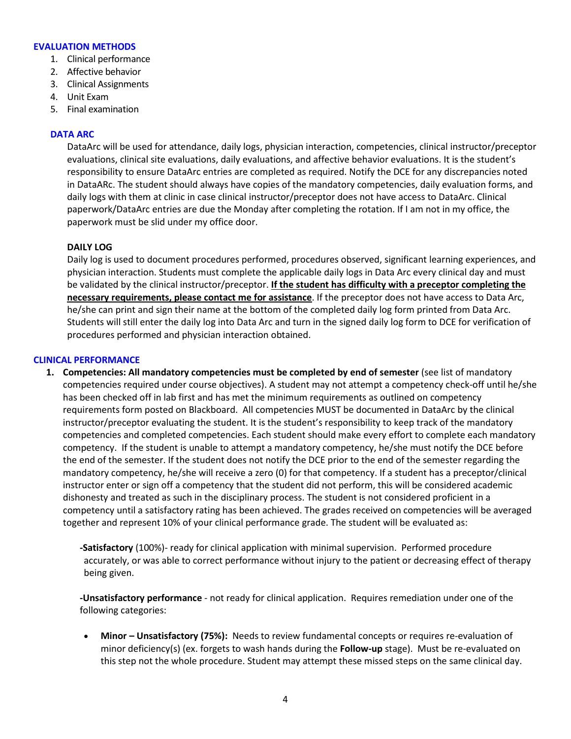## EVALUATION METHODS

1. Clinical performance
2. Affective behavior
3. Clinical Assignments
4. Unit Exam
5. Final examination

### DATA ARC

DataArc will be used for attendance, daily logs, physician interaction, competencies, clinical instructor/preceptor evaluations, clinical site evaluations, daily evaluations, and affective behavior evaluations. It is the student's responsibility to ensure DataArc entries are completed as required. Notify the DCE for any discrepancies noted in DataARc. The student should always have copies of the mandatory competencies, daily evaluation forms, and daily logs with them at clinic in case clinical instructor/preceptor does not have access to DataArc. Clinical paperwork/DataArc entries are due the Monday after completing the rotation. If I am not in my office, the paperwork must be slid under my office door.

**DAILY LOG**

Daily log is used to document procedures performed, procedures observed, significant learning experiences, and physician interaction. Students must complete the applicable daily logs in Data Arc every clinical day and must be validated by the clinical instructor/preceptor. **<u>If the student has difficulty with a preceptor completing the necessary requirements, please contact me for assistance</u>**. If the preceptor does not have access to Data Arc, he/she can print and sign their name at the bottom of the completed daily log form printed from Data Arc. Students will still enter the daily log into Data Arc and turn in the signed daily log form to DCE for verification of procedures performed and physician interaction obtained.

## CLINICAL PERFORMANCE

1. **Competencies: All mandatory competencies must be completed by end of semester** (see list of mandatory competencies required under course objectives). A student may not attempt a competency check-off until he/she has been checked off in lab first and has met the minimum requirements as outlined on competency requirements form posted on Blackboard. All competencies MUST be documented in DataArc by the clinical instructor/preceptor evaluating the student. It is the student's responsibility to keep track of the mandatory competencies and completed competencies. Each student should make every effort to complete each mandatory competency. If the student is unable to attempt a mandatory competency, he/she must notify the DCE before the end of the semester. If the student does not notify the DCE prior to the end of the semester regarding the mandatory competency, he/she will receive a zero (0) for that competency. If a student has a preceptor/clinical instructor enter or sign off a competency that the student did not perform, this will be considered academic dishonesty and treated as such in the disciplinary process. The student is not considered proficient in a competency until a satisfactory rating has been achieved. The grades received on competencies will be averaged together and represent 10% of your clinical performance grade. The student will be evaluated as:

   **-Satisfactory** (100%)- ready for clinical application with minimal supervision. Performed procedure accurately, or was able to correct performance without injury to the patient or decreasing effect of therapy being given.

   **-Unsatisfactory performance** - not ready for clinical application. Requires remediation under one of the following categories:

   - **Minor – Unsatisfactory (75%):** Needs to review fundamental concepts or requires re-evaluation of minor deficiency(s) (ex. forgets to wash hands during the **Follow-up** stage). Must be re-evaluated on this step not the whole procedure. Student may attempt these missed steps on the same clinical day.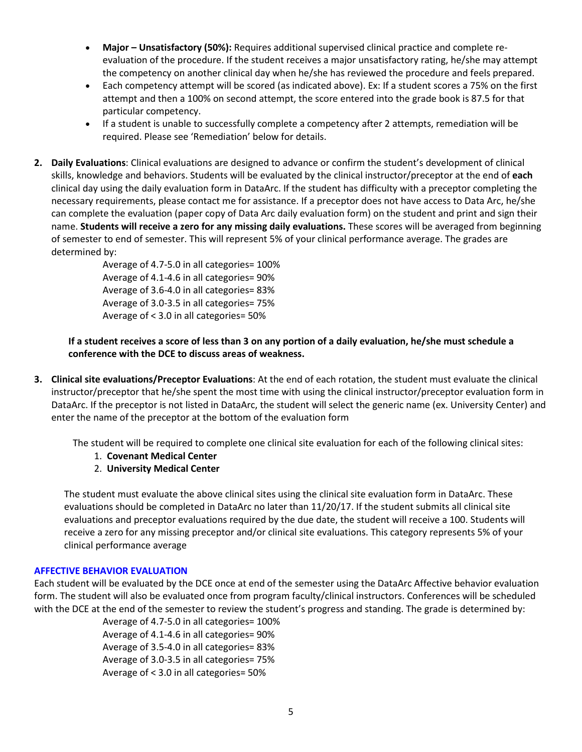- **Major – Unsatisfactory (50%):** Requires additional supervised clinical practice and complete re-evaluation of the procedure. If the student receives a major unsatisfactory rating, he/she may attempt the competency on another clinical day when he/she has reviewed the procedure and feels prepared.
- Each competency attempt will be scored (as indicated above). Ex: If a student scores a 75% on the first attempt and then a 100% on second attempt, the score entered into the grade book is 87.5 for that particular competency.
- If a student is unable to successfully complete a competency after 2 attempts, remediation will be required. Please see 'Remediation' below for details.

2. **Daily Evaluations**: Clinical evaluations are designed to advance or confirm the student's development of clinical skills, knowledge and behaviors. Students will be evaluated by the clinical instructor/preceptor at the end of **each** clinical day using the daily evaluation form in DataArc. If the student has difficulty with a preceptor completing the necessary requirements, please contact me for assistance. If a preceptor does not have access to Data Arc, he/she can complete the evaluation (paper copy of Data Arc daily evaluation form) on the student and print and sign their name. **Students will receive a zero for any missing daily evaluations.** These scores will be averaged from beginning of semester to end of semester. This will represent 5% of your clinical performance average. The grades are determined by:

   Average of 4.7-5.0 in all categories= 100%
   Average of 4.1-4.6 in all categories= 90%
   Average of 3.6-4.0 in all categories= 83%
   Average of 3.0-3.5 in all categories= 75%
   Average of < 3.0 in all categories= 50%

   **If a student receives a score of less than 3 on any portion of a daily evaluation, he/she must schedule a conference with the DCE to discuss areas of weakness.**

3. **Clinical site evaluations/Preceptor Evaluations**: At the end of each rotation, the student must evaluate the clinical instructor/preceptor that he/she spent the most time with using the clinical instructor/preceptor evaluation form in DataArc. If the preceptor is not listed in DataArc, the student will select the generic name (ex. University Center) and enter the name of the preceptor at the bottom of the evaluation form

   The student will be required to complete one clinical site evaluation for each of the following clinical sites:
   1. **Covenant Medical Center**
   2. **University Medical Center**

   The student must evaluate the above clinical sites using the clinical site evaluation form in DataArc. These evaluations should be completed in DataArc no later than 11/20/17. If the student submits all clinical site evaluations and preceptor evaluations required by the due date, the student will receive a 100. Students will receive a zero for any missing preceptor and/or clinical site evaluations. This category represents 5% of your clinical performance average

## AFFECTIVE BEHAVIOR EVALUATION

Each student will be evaluated by the DCE once at end of the semester using the DataArc Affective behavior evaluation form. The student will also be evaluated once from program faculty/clinical instructors. Conferences will be scheduled with the DCE at the end of the semester to review the student's progress and standing. The grade is determined by:

Average of 4.7-5.0 in all categories= 100%
Average of 4.1-4.6 in all categories= 90%
Average of 3.5-4.0 in all categories= 83%
Average of 3.0-3.5 in all categories= 75%
Average of < 3.0 in all categories= 50%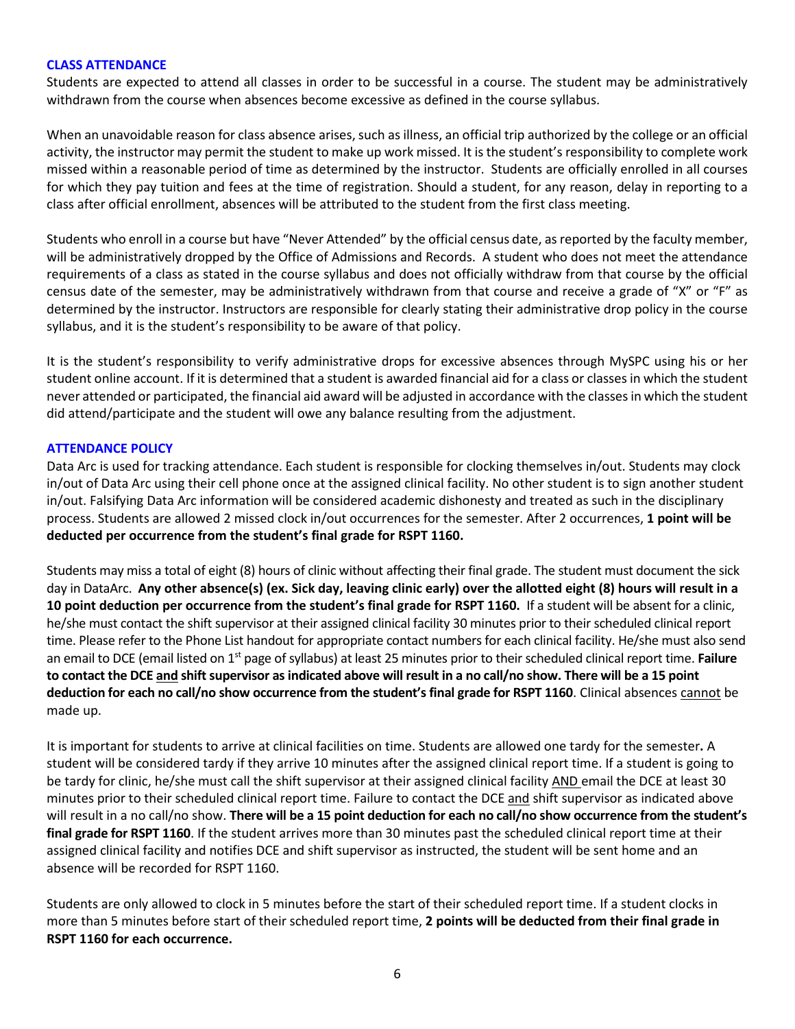## CLASS ATTENDANCE

Students are expected to attend all classes in order to be successful in a course. The student may be administratively withdrawn from the course when absences become excessive as defined in the course syllabus.

When an unavoidable reason for class absence arises, such as illness, an official trip authorized by the college or an official activity, the instructor may permit the student to make up work missed. It is the student's responsibility to complete work missed within a reasonable period of time as determined by the instructor. Students are officially enrolled in all courses for which they pay tuition and fees at the time of registration. Should a student, for any reason, delay in reporting to a class after official enrollment, absences will be attributed to the student from the first class meeting.

Students who enroll in a course but have "Never Attended" by the official census date, as reported by the faculty member, will be administratively dropped by the Office of Admissions and Records. A student who does not meet the attendance requirements of a class as stated in the course syllabus and does not officially withdraw from that course by the official census date of the semester, may be administratively withdrawn from that course and receive a grade of "X" or "F" as determined by the instructor. Instructors are responsible for clearly stating their administrative drop policy in the course syllabus, and it is the student's responsibility to be aware of that policy.

It is the student's responsibility to verify administrative drops for excessive absences through MySPC using his or her student online account. If it is determined that a student is awarded financial aid for a class or classes in which the student never attended or participated, the financial aid award will be adjusted in accordance with the classes in which the student did attend/participate and the student will owe any balance resulting from the adjustment.

## ATTENDANCE POLICY

Data Arc is used for tracking attendance. Each student is responsible for clocking themselves in/out. Students may clock in/out of Data Arc using their cell phone once at the assigned clinical facility. No other student is to sign another student in/out. Falsifying Data Arc information will be considered academic dishonesty and treated as such in the disciplinary process. Students are allowed 2 missed clock in/out occurrences for the semester. After 2 occurrences, **1 point will be deducted per occurrence from the student's final grade for RSPT 1160.**

Students may miss a total of eight (8) hours of clinic without affecting their final grade. The student must document the sick day in DataArc. **Any other absence(s) (ex. Sick day, leaving clinic early) over the allotted eight (8) hours will result in a 10 point deduction per occurrence from the student's final grade for RSPT 1160.** If a student will be absent for a clinic, he/she must contact the shift supervisor at their assigned clinical facility 30 minutes prior to their scheduled clinical report time. Please refer to the Phone List handout for appropriate contact numbers for each clinical facility. He/she must also send an email to DCE (email listed on 1st page of syllabus) at least 25 minutes prior to their scheduled clinical report time. **Failure to contact the DCE <u>and</u> shift supervisor as indicated above will result in a no call/no show. There will be a 15 point deduction for each no call/no show occurrence from the student's final grade for RSPT 1160**. Clinical absences <u>cannot</u> be made up.

It is important for students to arrive at clinical facilities on time. Students are allowed one tardy for the semester**.** A student will be considered tardy if they arrive 10 minutes after the assigned clinical report time. If a student is going to be tardy for clinic, he/she must call the shift supervisor at their assigned clinical facility <u>AND</u> email the DCE at least 30 minutes prior to their scheduled clinical report time. Failure to contact the DCE <u>and</u> shift supervisor as indicated above will result in a no call/no show. **There will be a 15 point deduction for each no call/no show occurrence from the student's final grade for RSPT 1160**. If the student arrives more than 30 minutes past the scheduled clinical report time at their assigned clinical facility and notifies DCE and shift supervisor as instructed, the student will be sent home and an absence will be recorded for RSPT 1160.

Students are only allowed to clock in 5 minutes before the start of their scheduled report time. If a student clocks in more than 5 minutes before start of their scheduled report time, **2 points will be deducted from their final grade in RSPT 1160 for each occurrence.**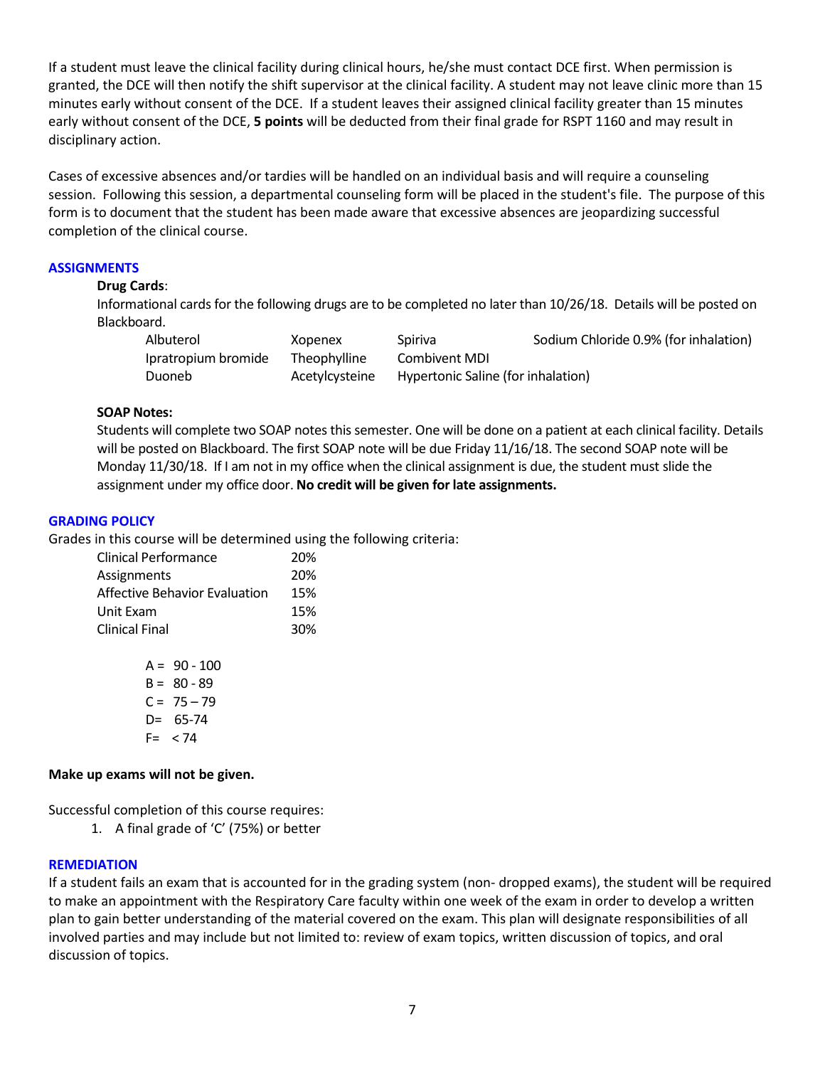If a student must leave the clinical facility during clinical hours, he/she must contact DCE first. When permission is granted, the DCE will then notify the shift supervisor at the clinical facility. A student may not leave clinic more than 15 minutes early without consent of the DCE. If a student leaves their assigned clinical facility greater than 15 minutes early without consent of the DCE, **5 points** will be deducted from their final grade for RSPT 1160 and may result in disciplinary action.

Cases of excessive absences and/or tardies will be handled on an individual basis and will require a counseling session. Following this session, a departmental counseling form will be placed in the student's file. The purpose of this form is to document that the student has been made aware that excessive absences are jeopardizing successful completion of the clinical course.

## ASSIGNMENTS

**Drug Cards**:

Informational cards for the following drugs are to be completed no later than 10/26/18. Details will be posted on Blackboard.

| | | | |
|---|---|---|---|
| Albuterol | Xopenex | Spiriva | Sodium Chloride 0.9% (for inhalation) |
| Ipratropium bromide | Theophylline | Combivent MDI | |
| Duoneb | Acetylcysteine | Hypertonic Saline (for inhalation) | |

**SOAP Notes:**

Students will complete two SOAP notes this semester. One will be done on a patient at each clinical facility. Details will be posted on Blackboard. The first SOAP note will be due Friday 11/16/18. The second SOAP note will be Monday 11/30/18. If I am not in my office when the clinical assignment is due, the student must slide the assignment under my office door. **No credit will be given for late assignments.**

## GRADING POLICY

Grades in this course will be determined using the following criteria:

| | |
|---|---|
| Clinical Performance | 20% |
| Assignments | 20% |
| Affective Behavior Evaluation | 15% |
| Unit Exam | 15% |
| Clinical Final | 30% |

A = 90 - 100
B = 80 - 89
C = 75 – 79
D= 65-74
F= < 74

**Make up exams will not be given.**

Successful completion of this course requires:

1. A final grade of 'C' (75%) or better

## REMEDIATION

If a student fails an exam that is accounted for in the grading system (non- dropped exams), the student will be required to make an appointment with the Respiratory Care faculty within one week of the exam in order to develop a written plan to gain better understanding of the material covered on the exam. This plan will designate responsibilities of all involved parties and may include but not limited to: review of exam topics, written discussion of topics, and oral discussion of topics.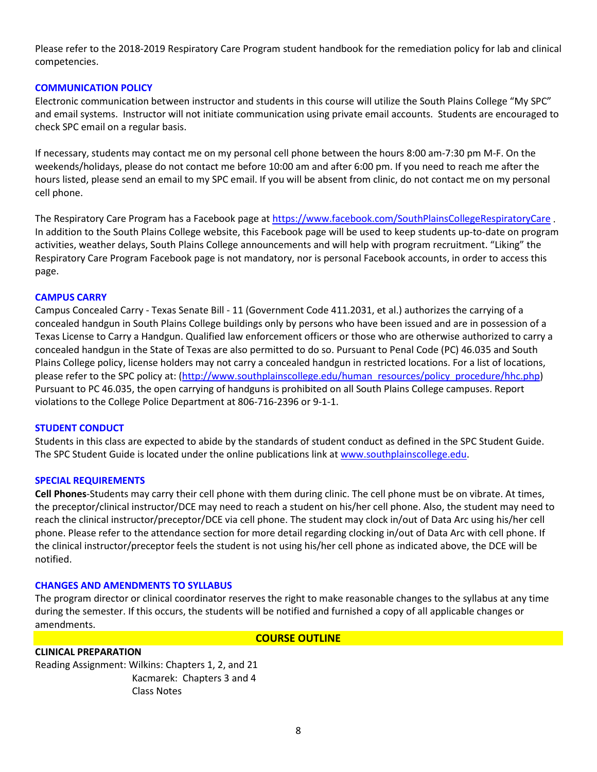Please refer to the 2018-2019 Respiratory Care Program student handbook for the remediation policy for lab and clinical competencies.

### COMMUNICATION POLICY

Electronic communication between instructor and students in this course will utilize the South Plains College "My SPC" and email systems. Instructor will not initiate communication using private email accounts. Students are encouraged to check SPC email on a regular basis.

If necessary, students may contact me on my personal cell phone between the hours 8:00 am-7:30 pm M-F. On the weekends/holidays, please do not contact me before 10:00 am and after 6:00 pm. If you need to reach me after the hours listed, please send an email to my SPC email. If you will be absent from clinic, do not contact me on my personal cell phone.

The Respiratory Care Program has a Facebook page at https://www.facebook.com/SouthPlainsCollegeRespiratoryCare . In addition to the South Plains College website, this Facebook page will be used to keep students up-to-date on program activities, weather delays, South Plains College announcements and will help with program recruitment. "Liking" the Respiratory Care Program Facebook page is not mandatory, nor is personal Facebook accounts, in order to access this page.

### CAMPUS CARRY

Campus Concealed Carry - Texas Senate Bill - 11 (Government Code 411.2031, et al.) authorizes the carrying of a concealed handgun in South Plains College buildings only by persons who have been issued and are in possession of a Texas License to Carry a Handgun. Qualified law enforcement officers or those who are otherwise authorized to carry a concealed handgun in the State of Texas are also permitted to do so. Pursuant to Penal Code (PC) 46.035 and South Plains College policy, license holders may not carry a concealed handgun in restricted locations. For a list of locations, please refer to the SPC policy at: (http://www.southplainscollege.edu/human_resources/policy_procedure/hhc.php) Pursuant to PC 46.035, the open carrying of handguns is prohibited on all South Plains College campuses. Report violations to the College Police Department at 806-716-2396 or 9-1-1.

### STUDENT CONDUCT

Students in this class are expected to abide by the standards of student conduct as defined in the SPC Student Guide. The SPC Student Guide is located under the online publications link at www.southplainscollege.edu.

### SPECIAL REQUIREMENTS

**Cell Phones**-Students may carry their cell phone with them during clinic. The cell phone must be on vibrate. At times, the preceptor/clinical instructor/DCE may need to reach a student on his/her cell phone. Also, the student may need to reach the clinical instructor/preceptor/DCE via cell phone. The student may clock in/out of Data Arc using his/her cell phone. Please refer to the attendance section for more detail regarding clocking in/out of Data Arc with cell phone. If the clinical instructor/preceptor feels the student is not using his/her cell phone as indicated above, the DCE will be notified.

### CHANGES AND AMENDMENTS TO SYLLABUS

The program director or clinical coordinator reserves the right to make reasonable changes to the syllabus at any time during the semester. If this occurs, the students will be notified and furnished a copy of all applicable changes or amendments.

## COURSE OUTLINE

**CLINICAL PREPARATION**

Reading Assignment: Wilkins: Chapters 1, 2, and 21
Kacmarek: Chapters 3 and 4
Class Notes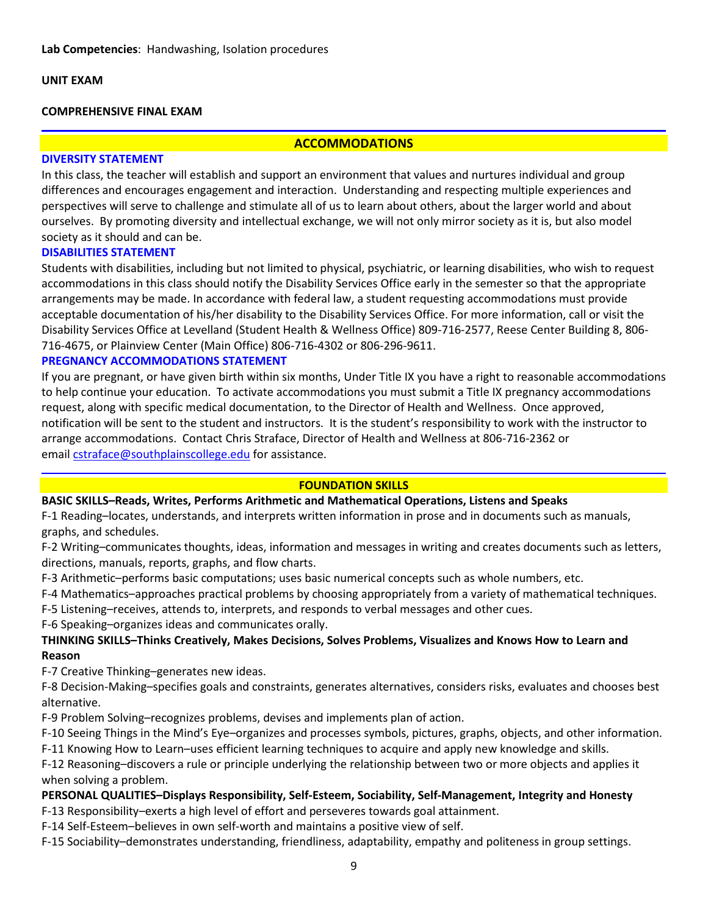**Lab Competencies**: Handwashing, Isolation procedures

**UNIT EXAM**

**COMPREHENSIVE FINAL EXAM**

## ACCOMMODATIONS

### DIVERSITY STATEMENT

In this class, the teacher will establish and support an environment that values and nurtures individual and group differences and encourages engagement and interaction. Understanding and respecting multiple experiences and perspectives will serve to challenge and stimulate all of us to learn about others, about the larger world and about ourselves. By promoting diversity and intellectual exchange, we will not only mirror society as it is, but also model society as it should and can be.

### DISABILITIES STATEMENT

Students with disabilities, including but not limited to physical, psychiatric, or learning disabilities, who wish to request accommodations in this class should notify the Disability Services Office early in the semester so that the appropriate arrangements may be made. In accordance with federal law, a student requesting accommodations must provide acceptable documentation of his/her disability to the Disability Services Office. For more information, call or visit the Disability Services Office at Levelland (Student Health & Wellness Office) 809-716-2577, Reese Center Building 8, 806-716-4675, or Plainview Center (Main Office) 806-716-4302 or 806-296-9611.

### PREGNANCY ACCOMMODATIONS STATEMENT

If you are pregnant, or have given birth within six months, Under Title IX you have a right to reasonable accommodations to help continue your education. To activate accommodations you must submit a Title IX pregnancy accommodations request, along with specific medical documentation, to the Director of Health and Wellness. Once approved, notification will be sent to the student and instructors. It is the student's responsibility to work with the instructor to arrange accommodations. Contact Chris Straface, Director of Health and Wellness at 806-716-2362 or email cstraface@southplainscollege.edu for assistance.

## FOUNDATION SKILLS

**BASIC SKILLS–Reads, Writes, Performs Arithmetic and Mathematical Operations, Listens and Speaks**

F-1 Reading–locates, understands, and interprets written information in prose and in documents such as manuals, graphs, and schedules.

F-2 Writing–communicates thoughts, ideas, information and messages in writing and creates documents such as letters, directions, manuals, reports, graphs, and flow charts.

F-3 Arithmetic–performs basic computations; uses basic numerical concepts such as whole numbers, etc.

F-4 Mathematics–approaches practical problems by choosing appropriately from a variety of mathematical techniques.

F-5 Listening–receives, attends to, interprets, and responds to verbal messages and other cues.

F-6 Speaking–organizes ideas and communicates orally.

**THINKING SKILLS–Thinks Creatively, Makes Decisions, Solves Problems, Visualizes and Knows How to Learn and Reason**

F-7 Creative Thinking–generates new ideas.

F-8 Decision-Making–specifies goals and constraints, generates alternatives, considers risks, evaluates and chooses best alternative.

F-9 Problem Solving–recognizes problems, devises and implements plan of action.

F-10 Seeing Things in the Mind's Eye–organizes and processes symbols, pictures, graphs, objects, and other information.

F-11 Knowing How to Learn–uses efficient learning techniques to acquire and apply new knowledge and skills.

F-12 Reasoning–discovers a rule or principle underlying the relationship between two or more objects and applies it when solving a problem.

**PERSONAL QUALITIES–Displays Responsibility, Self-Esteem, Sociability, Self-Management, Integrity and Honesty**

F-13 Responsibility–exerts a high level of effort and perseveres towards goal attainment.

F-14 Self-Esteem–believes in own self-worth and maintains a positive view of self.

F-15 Sociability–demonstrates understanding, friendliness, adaptability, empathy and politeness in group settings.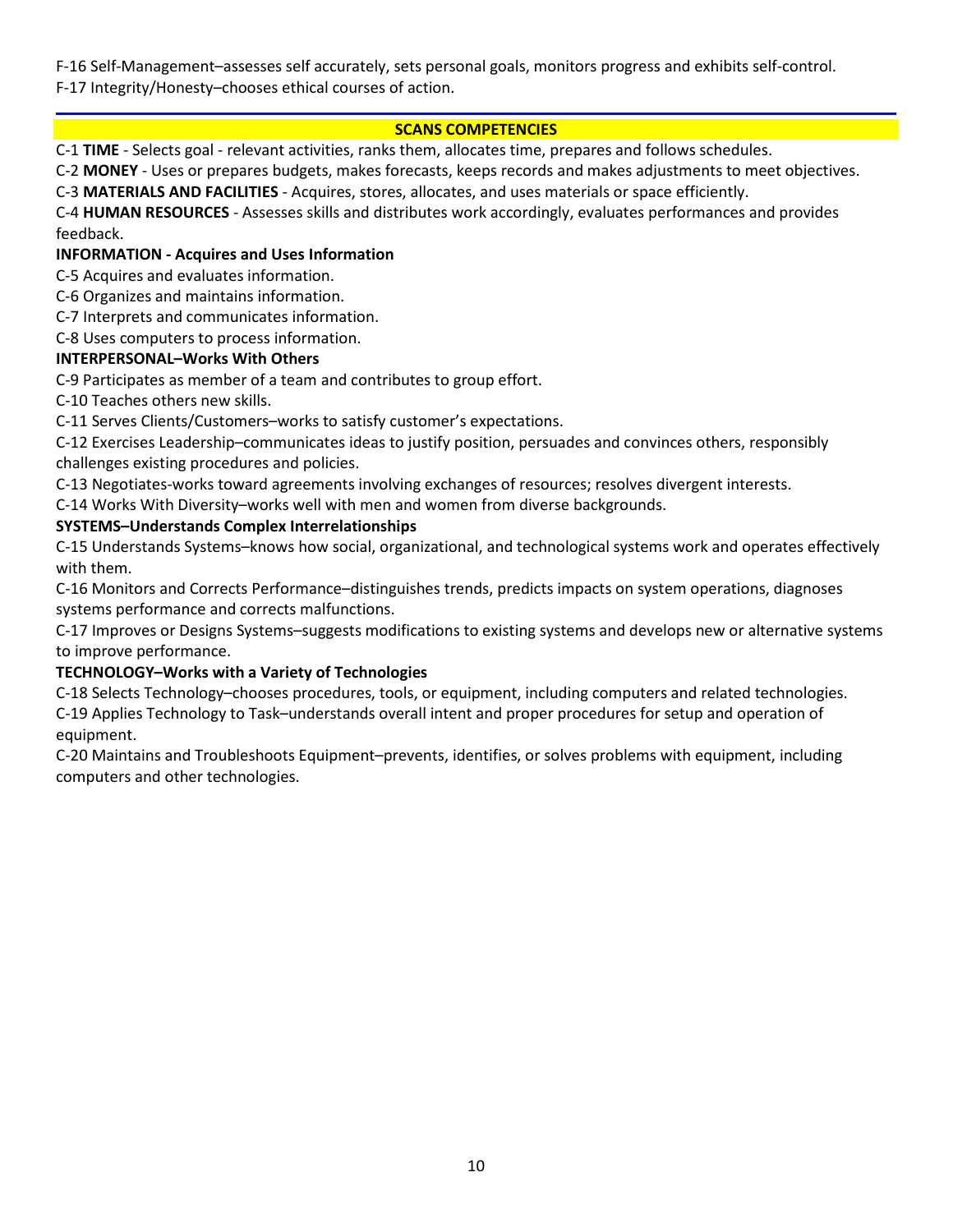F-16 Self-Management–assesses self accurately, sets personal goals, monitors progress and exhibits self-control.
F-17 Integrity/Honesty–chooses ethical courses of action.

## SCANS COMPETENCIES

C-1 **TIME** - Selects goal - relevant activities, ranks them, allocates time, prepares and follows schedules.

C-2 **MONEY** - Uses or prepares budgets, makes forecasts, keeps records and makes adjustments to meet objectives.

C-3 **MATERIALS AND FACILITIES** - Acquires, stores, allocates, and uses materials or space efficiently.

C-4 **HUMAN RESOURCES** - Assesses skills and distributes work accordingly, evaluates performances and provides feedback.

**INFORMATION - Acquires and Uses Information**

C-5 Acquires and evaluates information.

C-6 Organizes and maintains information.

C-7 Interprets and communicates information.

C-8 Uses computers to process information.

**INTERPERSONAL–Works With Others**

C-9 Participates as member of a team and contributes to group effort.

C-10 Teaches others new skills.

C-11 Serves Clients/Customers–works to satisfy customer's expectations.

C-12 Exercises Leadership–communicates ideas to justify position, persuades and convinces others, responsibly challenges existing procedures and policies.

C-13 Negotiates-works toward agreements involving exchanges of resources; resolves divergent interests.

C-14 Works With Diversity–works well with men and women from diverse backgrounds.

**SYSTEMS–Understands Complex Interrelationships**

C-15 Understands Systems–knows how social, organizational, and technological systems work and operates effectively with them.

C-16 Monitors and Corrects Performance–distinguishes trends, predicts impacts on system operations, diagnoses systems performance and corrects malfunctions.

C-17 Improves or Designs Systems–suggests modifications to existing systems and develops new or alternative systems to improve performance.

**TECHNOLOGY–Works with a Variety of Technologies**

C-18 Selects Technology–chooses procedures, tools, or equipment, including computers and related technologies.

C-19 Applies Technology to Task–understands overall intent and proper procedures for setup and operation of equipment.

C-20 Maintains and Troubleshoots Equipment–prevents, identifies, or solves problems with equipment, including computers and other technologies.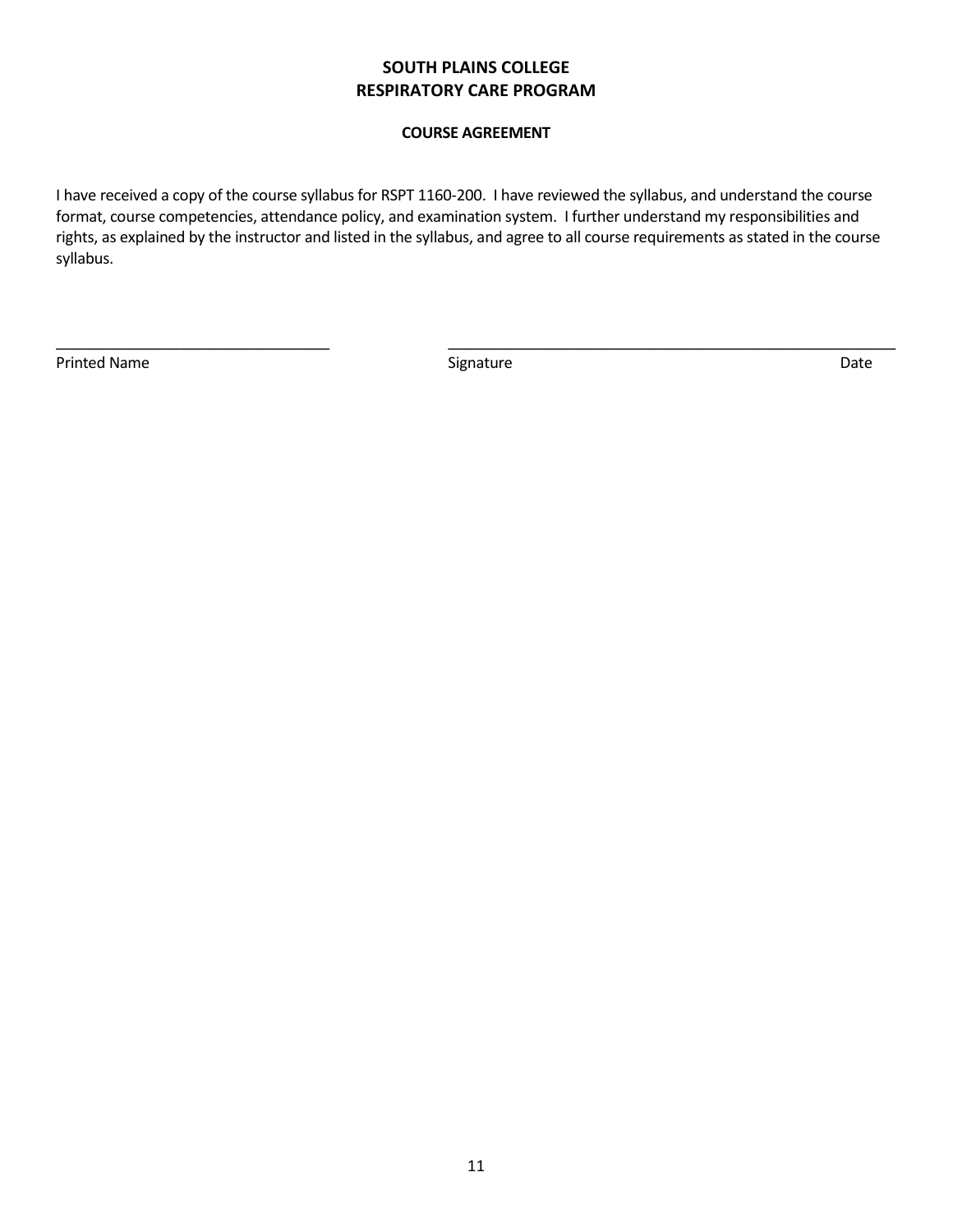# SOUTH PLAINS COLLEGE
# RESPIRATORY CARE PROGRAM

### COURSE AGREEMENT

I have received a copy of the course syllabus for RSPT 1160-200. I have reviewed the syllabus, and understand the course format, course competencies, attendance policy, and examination system. I further understand my responsibilities and rights, as explained by the instructor and listed in the syllabus, and agree to all course requirements as stated in the course syllabus.

_________________________________ _______________________________________________________

Printed Name Signature Date